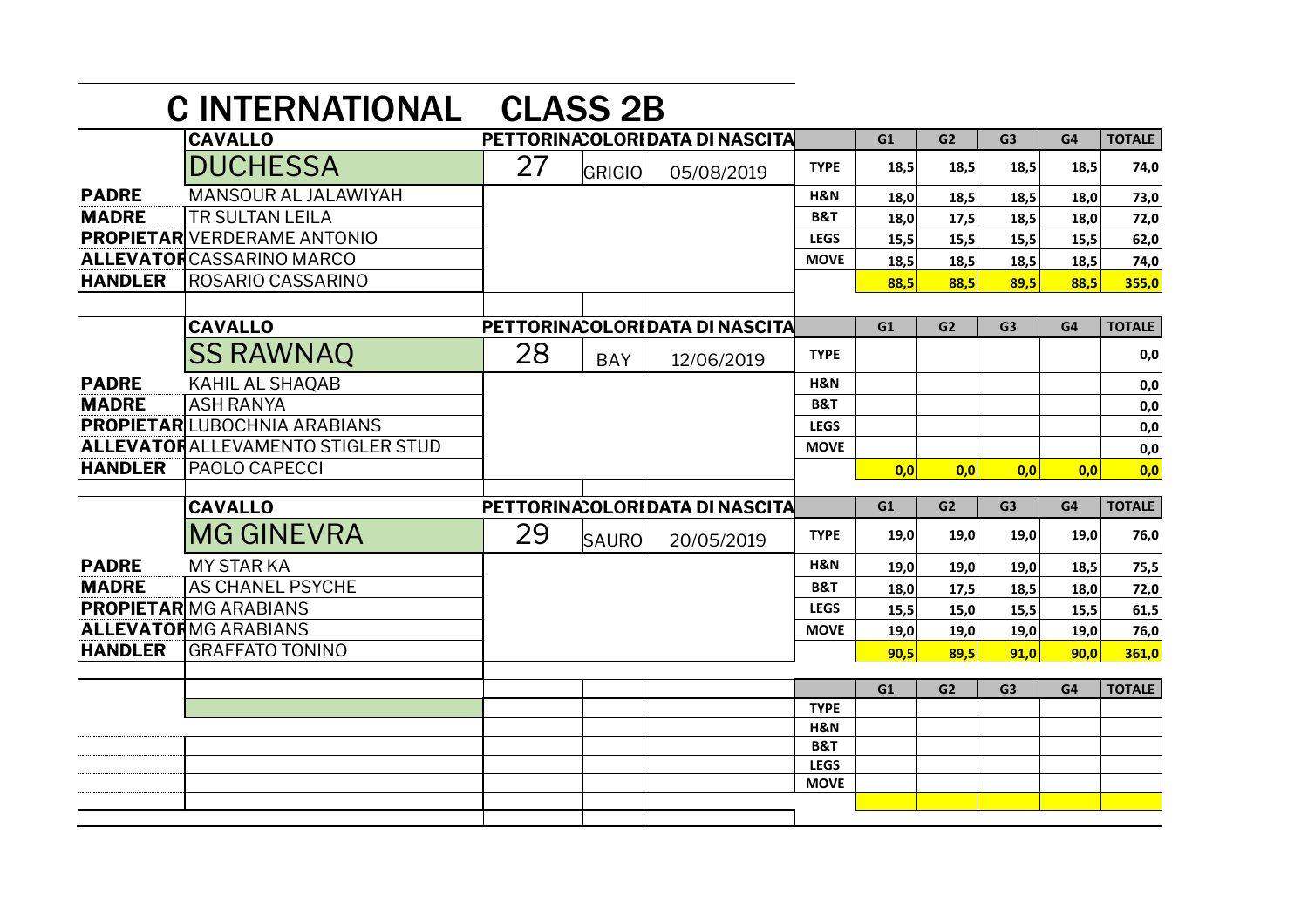# C INTERNATIONAL CLASS 2B

| | CAVALLO | PETTORINA | COLORI | DATA DI NASCITA | | G1 | G2 | G3 | G4 | TOTALE |
|---|---|---|---|---|---|---|---|---|---|---|
| | DUCHESSA | 27 | GRIGIO | 05/08/2019 | TYPE | 18,5 | 18,5 | 18,5 | 18,5 | 74,0 |
| PADRE | MANSOUR AL JALAWIYAH | | | | H&N | 18,0 | 18,5 | 18,5 | 18,0 | 73,0 |
| MADRE | TR SULTAN LEILA | | | | B&T | 18,0 | 17,5 | 18,5 | 18,0 | 72,0 |
| PROPIETAR | VERDERAME ANTONIO | | | | LEGS | 15,5 | 15,5 | 15,5 | 15,5 | 62,0 |
| ALLEVATOR | CASSARINO MARCO | | | | MOVE | 18,5 | 18,5 | 18,5 | 18,5 | 74,0 |
| HANDLER | ROSARIO CASSARINO | | | | | 88,5 | 88,5 | 89,5 | 88,5 | 355,0 |

| | CAVALLO | PETTORINA | COLORI | DATA DI NASCITA | | G1 | G2 | G3 | G4 | TOTALE |
|---|---|---|---|---|---|---|---|---|---|---|
| | SS RAWNAQ | 28 | BAY | 12/06/2019 | TYPE | | | | | 0,0 |
| PADRE | KAHIL AL SHAQAB | | | | H&N | | | | | 0,0 |
| MADRE | ASH RANYA | | | | B&T | | | | | 0,0 |
| PROPIETAR | LUBOCHNIA ARABIANS | | | | LEGS | | | | | 0,0 |
| ALLEVATOR | ALLEVAMENTO STIGLER STUD | | | | MOVE | | | | | 0,0 |
| HANDLER | PAOLO CAPECCI | | | | | 0,0 | 0,0 | 0,0 | 0,0 | 0,0 |

| | CAVALLO | PETTORINA | COLORI | DATA DI NASCITA | | G1 | G2 | G3 | G4 | TOTALE |
|---|---|---|---|---|---|---|---|---|---|---|
| | MG GINEVRA | 29 | SAURO | 20/05/2019 | TYPE | 19,0 | 19,0 | 19,0 | 19,0 | 76,0 |
| PADRE | MY STAR KA | | | | H&N | 19,0 | 19,0 | 19,0 | 18,5 | 75,5 |
| MADRE | AS CHANEL PSYCHE | | | | B&T | 18,0 | 17,5 | 18,5 | 18,0 | 72,0 |
| PROPIETAR | MG ARABIANS | | | | LEGS | 15,5 | 15,0 | 15,5 | 15,5 | 61,5 |
| ALLEVATOR | MG ARABIANS | | | | MOVE | 19,0 | 19,0 | 19,0 | 19,0 | 76,0 |
| HANDLER | GRAFFATO TONINO | | | | | 90,5 | 89,5 | 91,0 | 90,0 | 361,0 |

| | | | | | | G1 | G2 | G3 | G4 | TOTALE |
|---|---|---|---|---|---|---|---|---|---|---|
| | | | | | TYPE | | | | | |
| | | | | | H&N | | | | | |
| | | | | | B&T | | | | | |
| | | | | | LEGS | | | | | |
| | | | | | MOVE | | | | | |
| | | | | | | | | | | |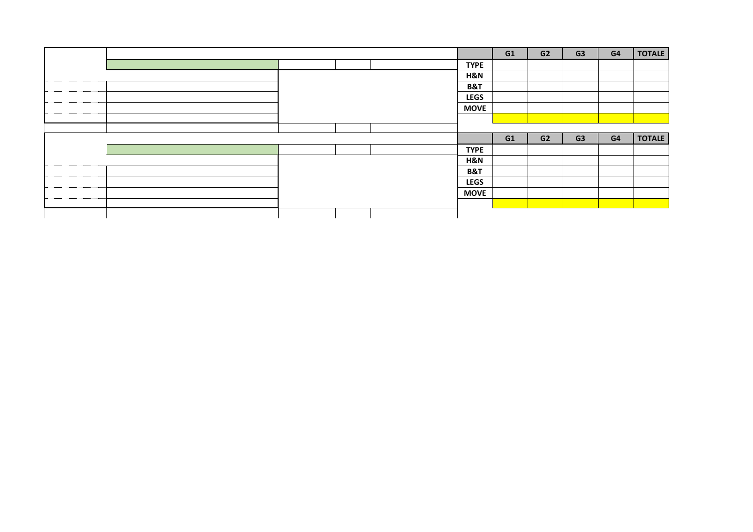| | G1 | G2 | G3 | G4 | TOTALE |
|---|---|---|---|---|---|
| **TYPE** | | | | | |
| **H&N** | | | | | |
| **B&T** | | | | | |
| **LEGS** | | | | | |
| **MOVE** | | | | | |
| | | | | | |

| | G1 | G2 | G3 | G4 | TOTALE |
|---|---|---|---|---|---|
| **TYPE** | | | | | |
| **H&N** | | | | | |
| **B&T** | | | | | |
| **LEGS** | | | | | |
| **MOVE** | | | | | |
| | | | | | |